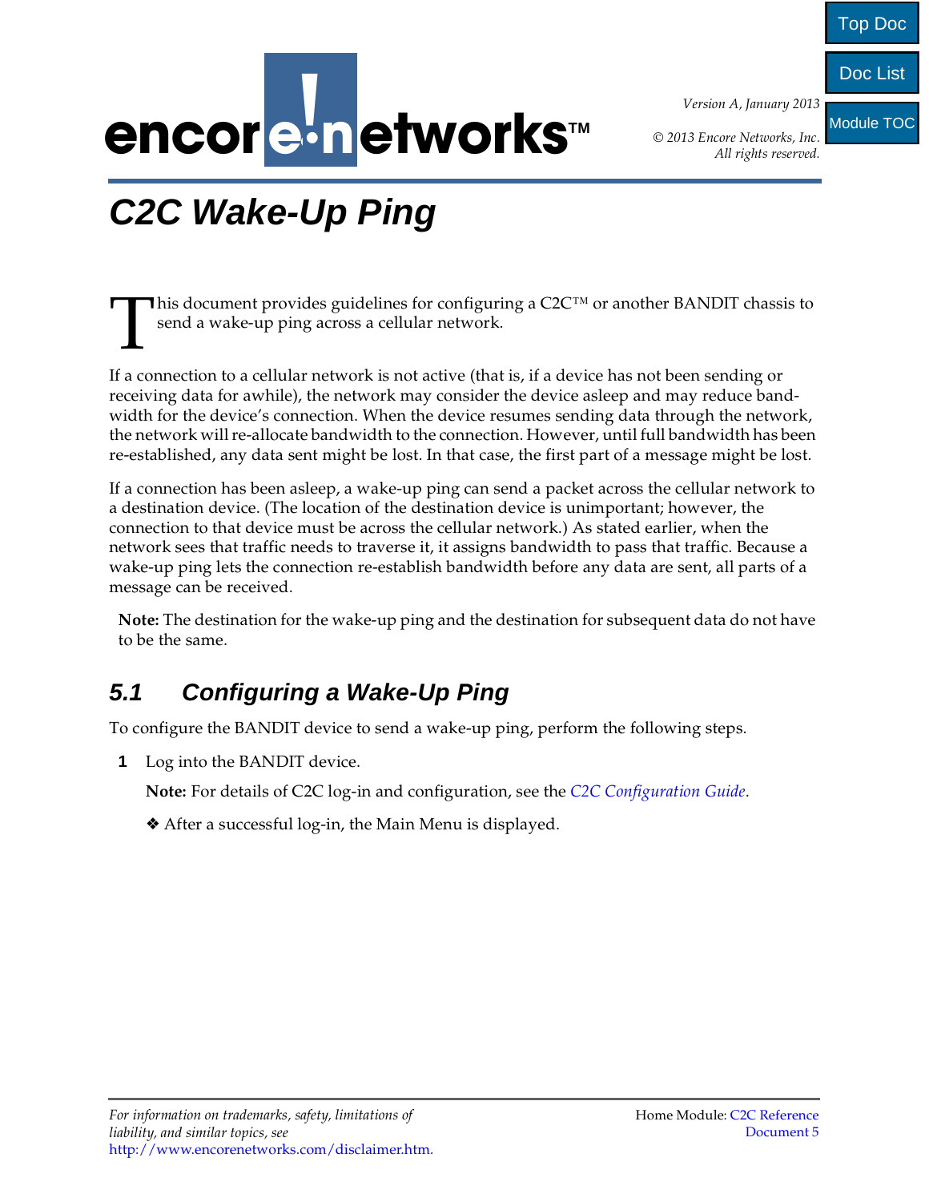Version A, January 2013

© 2013 Encore Networks, Inc. All rights reserved.

# C2C Wake-Up Ping

This document provides guidelines for configuring a C2C™ or another BANDIT chassis to send a wake-up ping across a cellular network.

If a connection to a cellular network is not active (that is, if a device has not been sending or receiving data for awhile), the network may consider the device asleep and may reduce bandwidth for the device's connection. When the device resumes sending data through the network, the network will re-allocate bandwidth to the connection. However, until full bandwidth has been re-established, any data sent might be lost. In that case, the first part of a message might be lost.

If a connection has been asleep, a wake-up ping can send a packet across the cellular network to a destination device. (The location of the destination device is unimportant; however, the connection to that device must be across the cellular network.) As stated earlier, when the network sees that traffic needs to traverse it, it assigns bandwidth to pass that traffic. Because a wake-up ping lets the connection re-establish bandwidth before any data are sent, all parts of a message can be received.

**Note:** The destination for the wake-up ping and the destination for subsequent data do not have to be the same.

## 5.1 Configuring a Wake-Up Ping

To configure the BANDIT device to send a wake-up ping, perform the following steps.

**1** Log into the BANDIT device.

**Note:** For details of C2C log-in and configuration, see the *C2C Configuration Guide*.

❖ After a successful log-in, the Main Menu is displayed.

*For information on trademarks, safety, limitations of liability, and similar topics, see* http://www.encorenetworks.com/disclaimer.htm.

Home Module: C2C Reference Document 5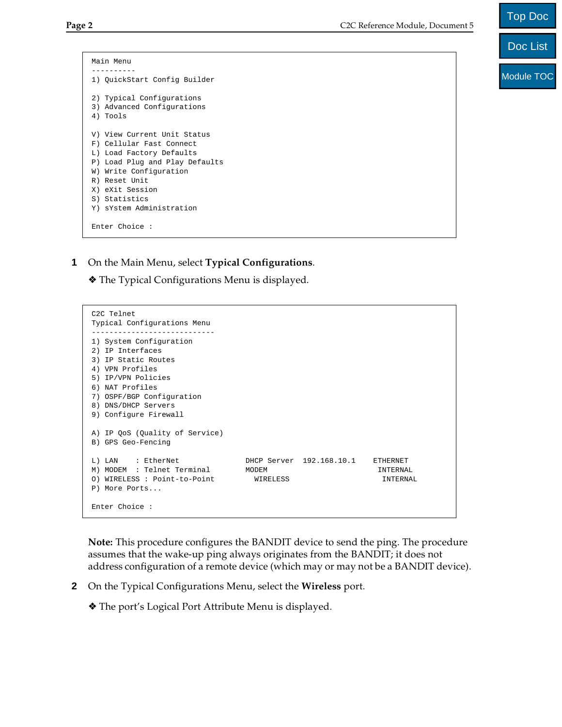```
Main Menu
----------
1) QuickStart Config Builder

2) Typical Configurations
3) Advanced Configurations
4) Tools

V) View Current Unit Status
F) Cellular Fast Connect
L) Load Factory Defaults
P) Load Plug and Play Defaults
W) Write Configuration
R) Reset Unit
X) eXit Session
S) Statistics
Y) sYstem Administration

Enter Choice :
```

**1** On the Main Menu, select **Typical Configurations**.

❖ The Typical Configurations Menu is displayed.

```
C2C Telnet
Typical Configurations Menu
----------------------------
1) System Configuration
2) IP Interfaces
3) IP Static Routes
4) VPN Profiles
5) IP/VPN Policies
6) NAT Profiles
7) OSPF/BGP Configuration
8) DNS/DHCP Servers
9) Configure Firewall

A) IP QoS (Quality of Service)
B) GPS Geo-Fencing

L) LAN     : EtherNet              DHCP Server  192.168.10.1    ETHERNET
M) MODEM   : Telnet Terminal       MODEM                         INTERNAL
O) WIRELESS : Point-to-Point         WIRELESS                      INTERNAL
P) More Ports...

Enter Choice :
```

**Note:** This procedure configures the BANDIT device to send the ping. The procedure assumes that the wake-up ping always originates from the BANDIT; it does not address configuration of a remote device (which may or may not be a BANDIT device).

**2** On the Typical Configurations Menu, select the **Wireless** port.

❖ The port's Logical Port Attribute Menu is displayed.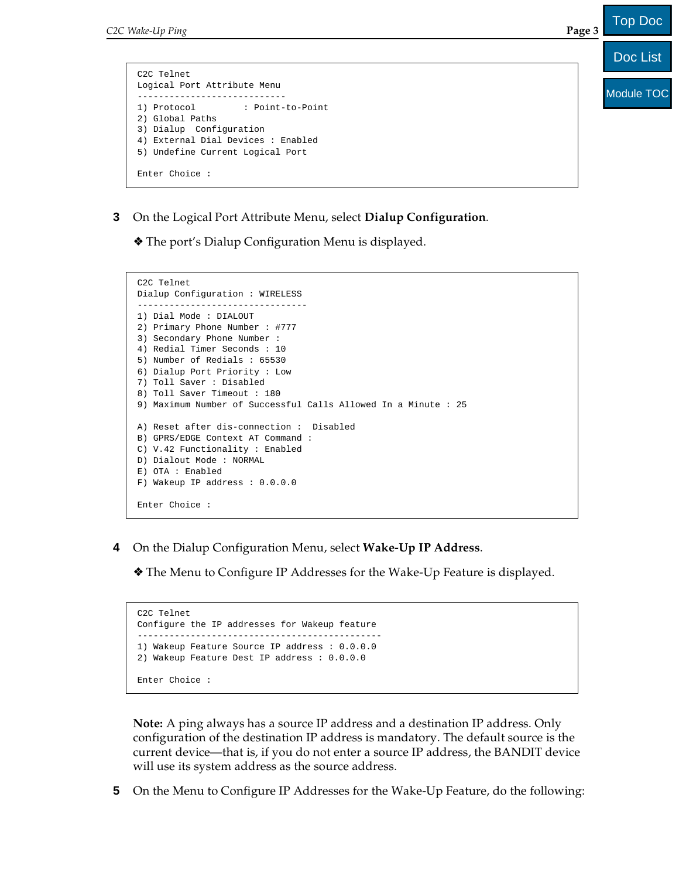```
C2C Telnet
Logical Port Attribute Menu
----------------------------
1) Protocol         : Point-to-Point
2) Global Paths
3) Dialup  Configuration
4) External Dial Devices : Enabled
5) Undefine Current Logical Port

Enter Choice :
```

**3** On the Logical Port Attribute Menu, select **Dialup Configuration**.

❖ The port's Dialup Configuration Menu is displayed.

```
C2C Telnet
Dialup Configuration : WIRELESS
--------------------------------
1) Dial Mode : DIALOUT
2) Primary Phone Number : #777
3) Secondary Phone Number :
4) Redial Timer Seconds : 10
5) Number of Redials : 65530
6) Dialup Port Priority : Low
7) Toll Saver : Disabled
8) Toll Saver Timeout : 180
9) Maximum Number of Successful Calls Allowed In a Minute : 25

A) Reset after dis-connection :  Disabled
B) GPRS/EDGE Context AT Command :
C) V.42 Functionality : Enabled
D) Dialout Mode : NORMAL
E) OTA : Enabled
F) Wakeup IP address : 0.0.0.0

Enter Choice :
```

**4** On the Dialup Configuration Menu, select **Wake-Up IP Address**.

❖ The Menu to Configure IP Addresses for the Wake-Up Feature is displayed.

```
C2C Telnet
Configure the IP addresses for Wakeup feature
----------------------------------------------
1) Wakeup Feature Source IP address : 0.0.0.0
2) Wakeup Feature Dest IP address : 0.0.0.0

Enter Choice :
```

**Note:** A ping always has a source IP address and a destination IP address. Only configuration of the destination IP address is mandatory. The default source is the current device—that is, if you do not enter a source IP address, the BANDIT device will use its system address as the source address.

**5** On the Menu to Configure IP Addresses for the Wake-Up Feature, do the following: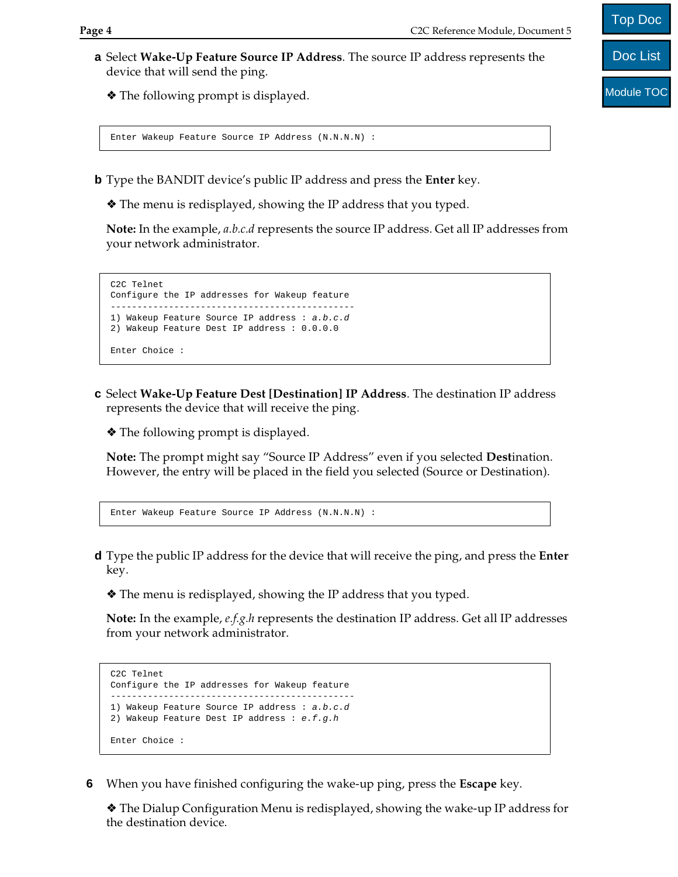**a** Select **Wake-Up Feature Source IP Address**. The source IP address represents the device that will send the ping.

❖ The following prompt is displayed.

```
Enter Wakeup Feature Source IP Address (N.N.N.N) :
```

**b** Type the BANDIT device's public IP address and press the **Enter** key.

❖ The menu is redisplayed, showing the IP address that you typed.

**Note:** In the example, *a.b.c.d* represents the source IP address. Get all IP addresses from your network administrator.

```
C2C Telnet
Configure the IP addresses for Wakeup feature
----------------------------------------------
1) Wakeup Feature Source IP address : a.b.c.d
2) Wakeup Feature Dest IP address : 0.0.0.0

Enter Choice :
```

**c** Select **Wake-Up Feature Dest [Destination] IP Address**. The destination IP address represents the device that will receive the ping.

❖ The following prompt is displayed.

**Note:** The prompt might say "Source IP Address" even if you selected **Dest**ination. However, the entry will be placed in the field you selected (Source or Destination).

```
Enter Wakeup Feature Source IP Address (N.N.N.N) :
```

**d** Type the public IP address for the device that will receive the ping, and press the **Enter** key.

❖ The menu is redisplayed, showing the IP address that you typed.

**Note:** In the example, *e.f.g.h* represents the destination IP address. Get all IP addresses from your network administrator.

```
C2C Telnet
Configure the IP addresses for Wakeup feature
----------------------------------------------
1) Wakeup Feature Source IP address : a.b.c.d
2) Wakeup Feature Dest IP address : e.f.g.h

Enter Choice :
```

**6** When you have finished configuring the wake-up ping, press the **Escape** key.

❖ The Dialup Configuration Menu is redisplayed, showing the wake-up IP address for the destination device.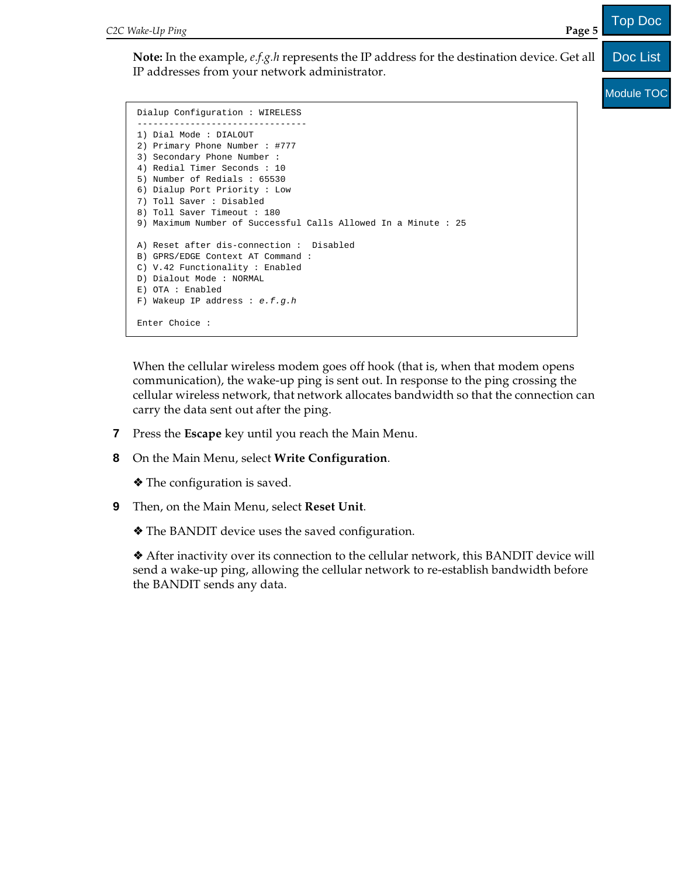**Note:** In the example, *e.f.g.h* represents the IP address for the destination device. Get all IP addresses from your network administrator.

```
Dialup Configuration : WIRELESS
--------------------------------
1) Dial Mode : DIALOUT
2) Primary Phone Number : #777
3) Secondary Phone Number :
4) Redial Timer Seconds : 10
5) Number of Redials : 65530
6) Dialup Port Priority : Low
7) Toll Saver : Disabled
8) Toll Saver Timeout : 180
9) Maximum Number of Successful Calls Allowed In a Minute : 25

A) Reset after dis-connection :  Disabled
B) GPRS/EDGE Context AT Command :
C) V.42 Functionality : Enabled
D) Dialout Mode : NORMAL
E) OTA : Enabled
F) Wakeup IP address : e.f.g.h

Enter Choice :
```

When the cellular wireless modem goes off hook (that is, when that modem opens communication), the wake-up ping is sent out. In response to the ping crossing the cellular wireless network, that network allocates bandwidth so that the connection can carry the data sent out after the ping.

**7** Press the **Escape** key until you reach the Main Menu.

**8** On the Main Menu, select **Write Configuration**.

❖ The configuration is saved.

**9** Then, on the Main Menu, select **Reset Unit**.

❖ The BANDIT device uses the saved configuration.

❖ After inactivity over its connection to the cellular network, this BANDIT device will send a wake-up ping, allowing the cellular network to re-establish bandwidth before the BANDIT sends any data.